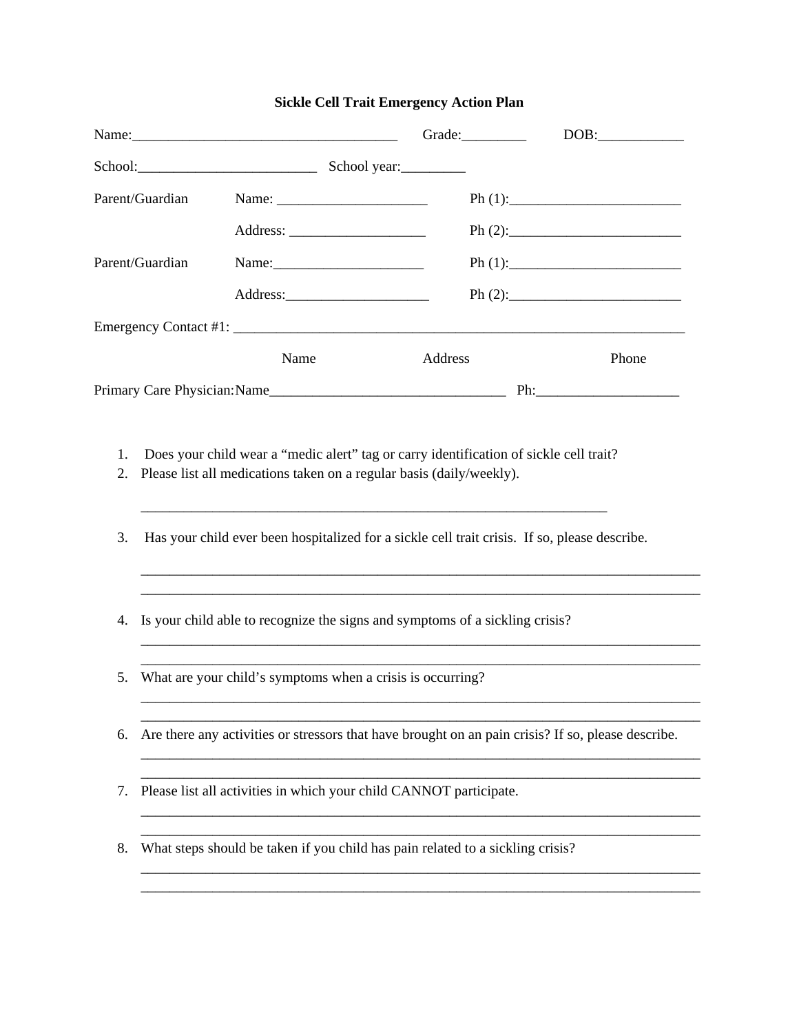# Sickle Cell Trait Emergency Action Plan

Name:_____________________________________ Grade:_________ DOB:____________

School:_________________________ School year:_________

Parent/Guardian Name: _____________________ Ph (1):________________________

Address: ___________________ Ph (2):________________________

Parent/Guardian Name:_____________________ Ph (1):________________________

Address:____________________ Ph (2):________________________

Emergency Contact #1: _______________________________________________________________

Name Address Phone

Primary Care Physician: Name_________________________________ Ph:____________________

1. Does your child wear a "medic alert" tag or carry identification of sickle cell trait?
2. Please list all medications taken on a regular basis (daily/weekly).

   _________________________________________________________________

3. Has your child ever been hospitalized for a sickle cell trait crisis. If so, please describe.

   ______________________________________________________________________________
   ______________________________________________________________________________

4. Is your child able to recognize the signs and symptoms of a sickling crisis?

   ______________________________________________________________________________
   ______________________________________________________________________________

5. What are your child's symptoms when a crisis is occurring?

   ______________________________________________________________________________
   ______________________________________________________________________________

6. Are there any activities or stressors that have brought on an pain crisis? If so, please describe.

   ______________________________________________________________________________
   ______________________________________________________________________________

7. Please list all activities in which your child CANNOT participate.

   ______________________________________________________________________________
   ______________________________________________________________________________

8. What steps should be taken if you child has pain related to a sickling crisis?

   ______________________________________________________________________________
   ______________________________________________________________________________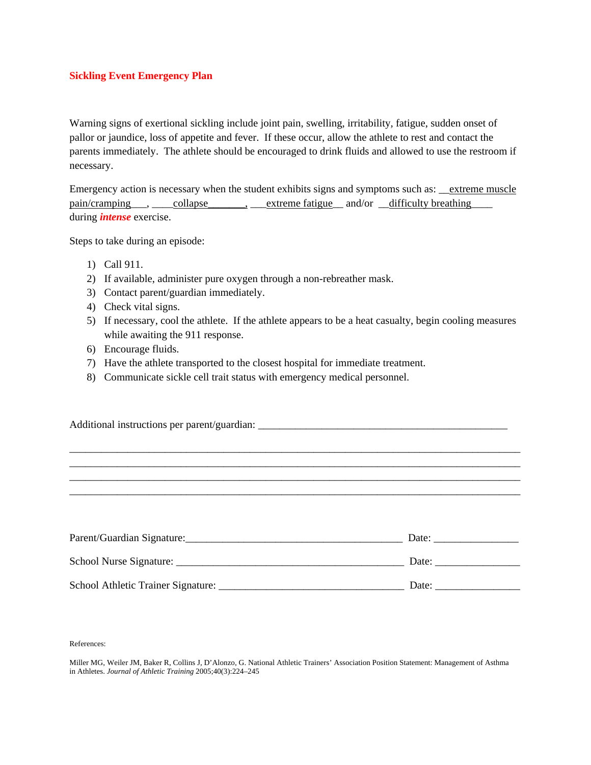**Sickling Event Emergency Plan**

Warning signs of exertional sickling include joint pain, swelling, irritability, fatigue, sudden onset of pallor or jaundice, loss of appetite and fever. If these occur, allow the athlete to rest and contact the parents immediately. The athlete should be encouraged to drink fluids and allowed to use the restroom if necessary.

Emergency action is necessary when the student exhibits signs and symptoms such as: __extreme muscle pain/cramping___, ____collapse_______, ___extreme fatigue__ and/or __difficulty breathing____ during ***intense*** exercise.

Steps to take during an episode:

1) Call 911.
2) If available, administer pure oxygen through a non-rebreather mask.
3) Contact parent/guardian immediately.
4) Check vital signs.
5) If necessary, cool the athlete. If the athlete appears to be a heat casualty, begin cooling measures while awaiting the 911 response.
6) Encourage fluids.
7) Have the athlete transported to the closest hospital for immediate treatment.
8) Communicate sickle cell trait status with emergency medical personnel.

Additional instructions per parent/guardian: ________________________________________________

_____________________________________________________________________________________
_____________________________________________________________________________________
_____________________________________________________________________________________
_____________________________________________________________________________________

Parent/Guardian Signature:_________________________________________ Date: ________________

School Nurse Signature: ____________________________________________ Date: ________________

School Athletic Trainer Signature: ___________________________________ Date: ________________

References:

Miller MG, Weiler JM, Baker R, Collins J, D'Alonzo, G. National Athletic Trainers' Association Position Statement: Management of Asthma in Athletes. *Journal of Athletic Training* 2005;40(3):224–245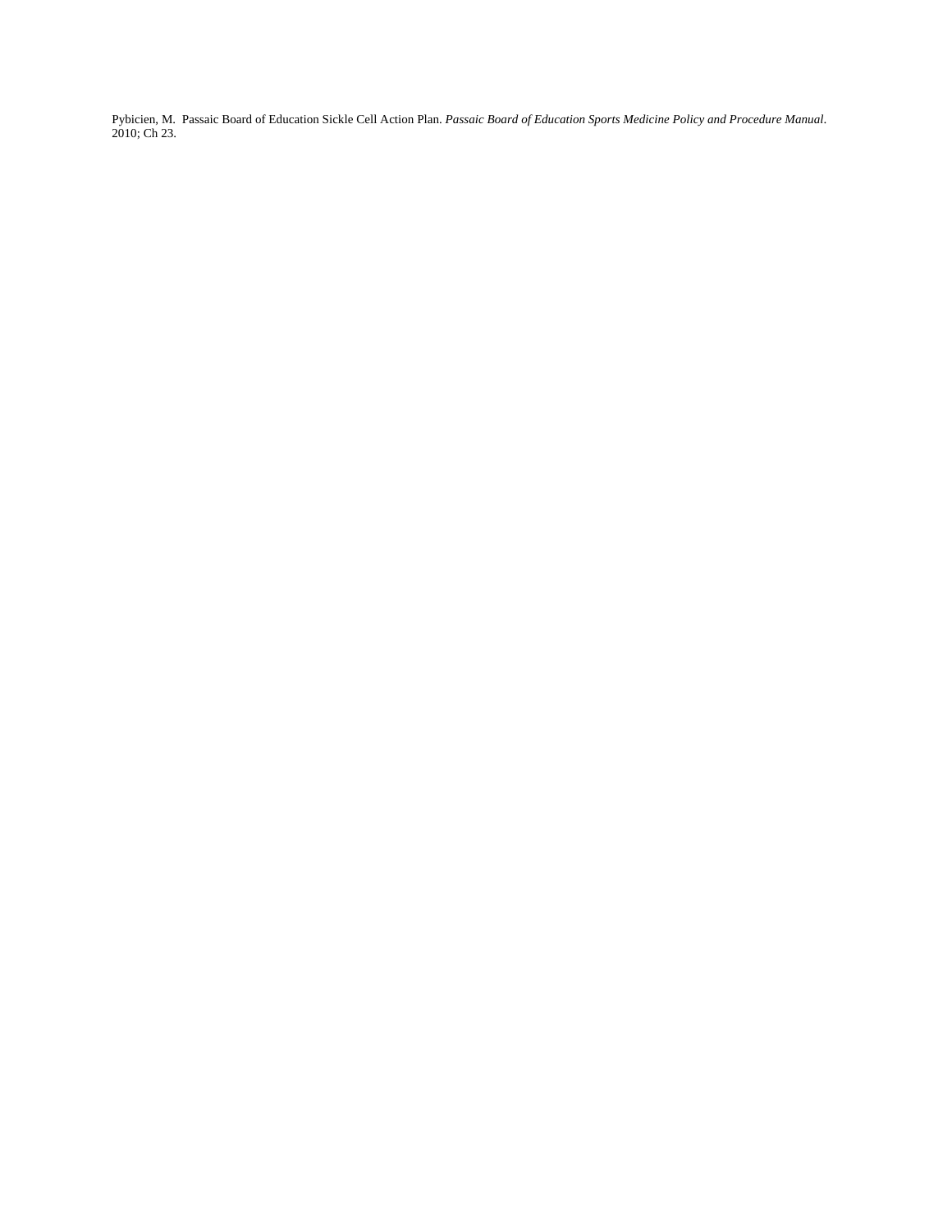Pybicien, M. Passaic Board of Education Sickle Cell Action Plan. *Passaic Board of Education Sports Medicine Policy and Procedure Manual*. 2010; Ch 23.